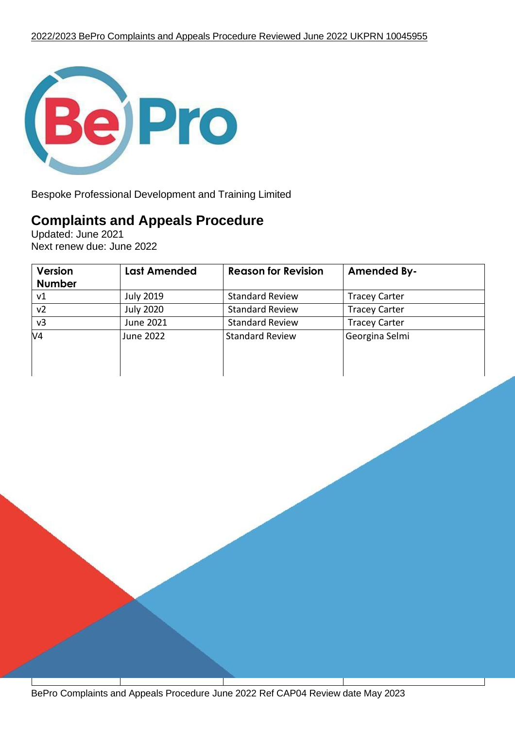Bespoke Professional Development and Training Limited

# Complaints and Appeals Procedure

Updated: June 2021
Next renew due: June 2022

| Version Number | Last Amended | Reason for Revision | Amended By- |
| --- | --- | --- | --- |
| v1 | July 2019 | Standard Review | Tracey Carter |
| v2 | July 2020 | Standard Review | Tracey Carter |
| v3 | June 2021 | Standard Review | Tracey Carter |
| V4 | June 2022 | Standard Review | Georgina Selmi |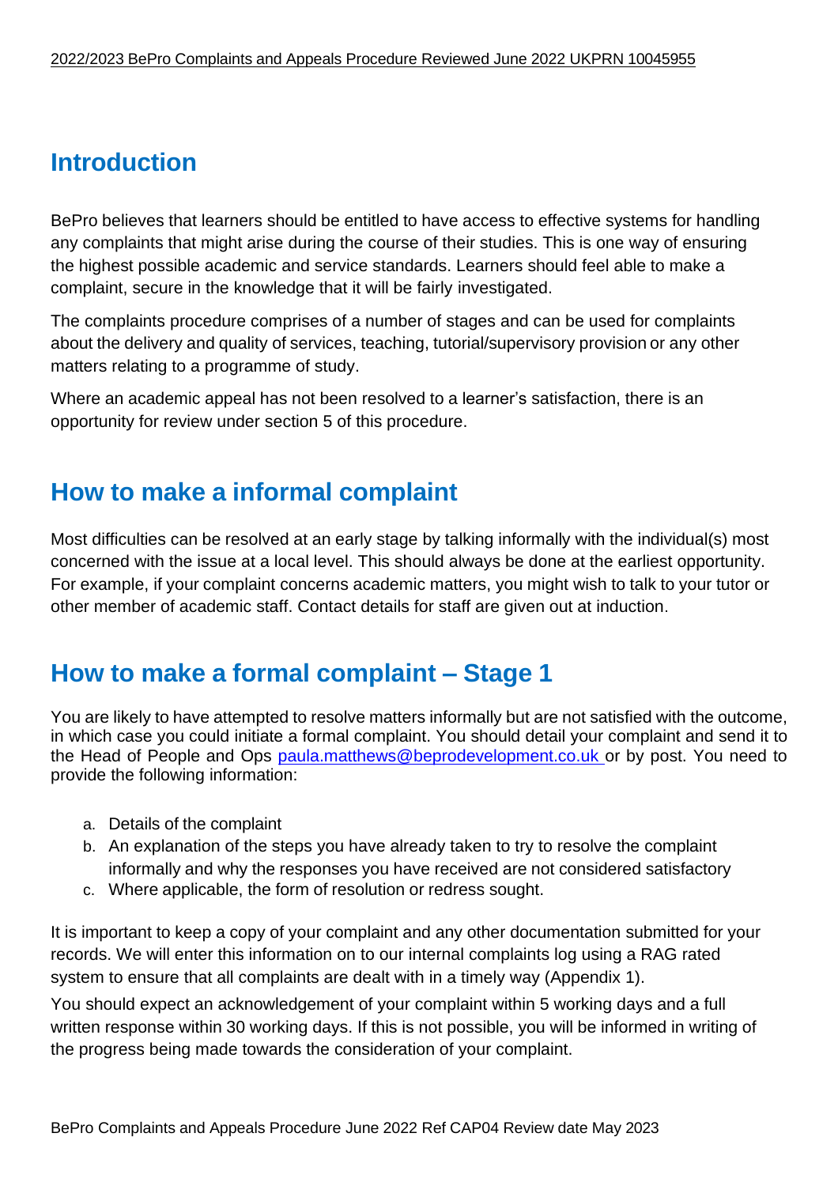## Introduction

BePro believes that learners should be entitled to have access to effective systems for handling any complaints that might arise during the course of their studies. This is one way of ensuring the highest possible academic and service standards. Learners should feel able to make a complaint, secure in the knowledge that it will be fairly investigated.

The complaints procedure comprises of a number of stages and can be used for complaints about the delivery and quality of services, teaching, tutorial/supervisory provision or any other matters relating to a programme of study.

Where an academic appeal has not been resolved to a learner's satisfaction, there is an opportunity for review under section 5 of this procedure.

## How to make a informal complaint

Most difficulties can be resolved at an early stage by talking informally with the individual(s) most concerned with the issue at a local level. This should always be done at the earliest opportunity. For example, if your complaint concerns academic matters, you might wish to talk to your tutor or other member of academic staff. Contact details for staff are given out at induction.

## How to make a formal complaint – Stage 1

You are likely to have attempted to resolve matters informally but are not satisfied with the outcome, in which case you could initiate a formal complaint. You should detail your complaint and send it to the Head of People and Ops paula.matthews@beprodevelopment.co.uk or by post. You need to provide the following information:

a. Details of the complaint
b. An explanation of the steps you have already taken to try to resolve the complaint informally and why the responses you have received are not considered satisfactory
c. Where applicable, the form of resolution or redress sought.

It is important to keep a copy of your complaint and any other documentation submitted for your records. We will enter this information on to our internal complaints log using a RAG rated system to ensure that all complaints are dealt with in a timely way (Appendix 1).

You should expect an acknowledgement of your complaint within 5 working days and a full written response within 30 working days. If this is not possible, you will be informed in writing of the progress being made towards the consideration of your complaint.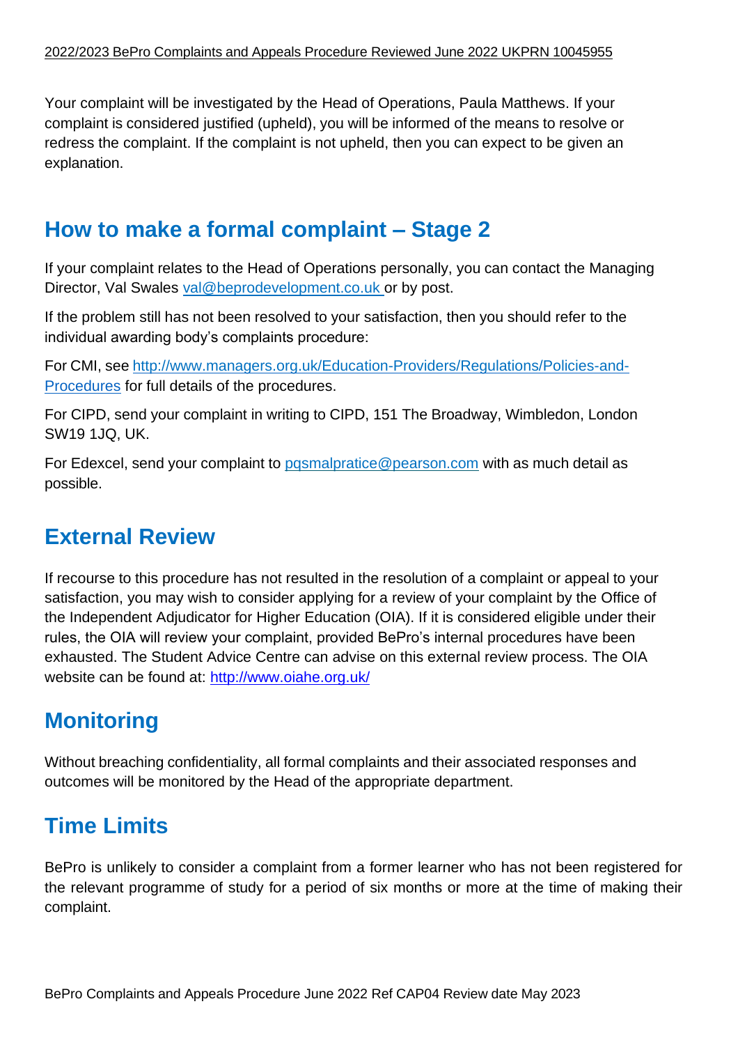Your complaint will be investigated by the Head of Operations, Paula Matthews. If your complaint is considered justified (upheld), you will be informed of the means to resolve or redress the complaint. If the complaint is not upheld, then you can expect to be given an explanation.

## How to make a formal complaint – Stage 2

If your complaint relates to the Head of Operations personally, you can contact the Managing Director, Val Swales val@beprodevelopment.co.uk or by post.

If the problem still has not been resolved to your satisfaction, then you should refer to the individual awarding body's complaints procedure:

For CMI, see http://www.managers.org.uk/Education-Providers/Regulations/Policies-and-Procedures for full details of the procedures.

For CIPD, send your complaint in writing to CIPD, 151 The Broadway, Wimbledon, London SW19 1JQ, UK.

For Edexcel, send your complaint to pqsmalpratice@pearson.com with as much detail as possible.

## External Review

If recourse to this procedure has not resulted in the resolution of a complaint or appeal to your satisfaction, you may wish to consider applying for a review of your complaint by the Office of the Independent Adjudicator for Higher Education (OIA). If it is considered eligible under their rules, the OIA will review your complaint, provided BePro's internal procedures have been exhausted. The Student Advice Centre can advise on this external review process. The OIA website can be found at: http://www.oiahe.org.uk/

## Monitoring

Without breaching confidentiality, all formal complaints and their associated responses and outcomes will be monitored by the Head of the appropriate department.

## Time Limits

BePro is unlikely to consider a complaint from a former learner who has not been registered for the relevant programme of study for a period of six months or more at the time of making their complaint.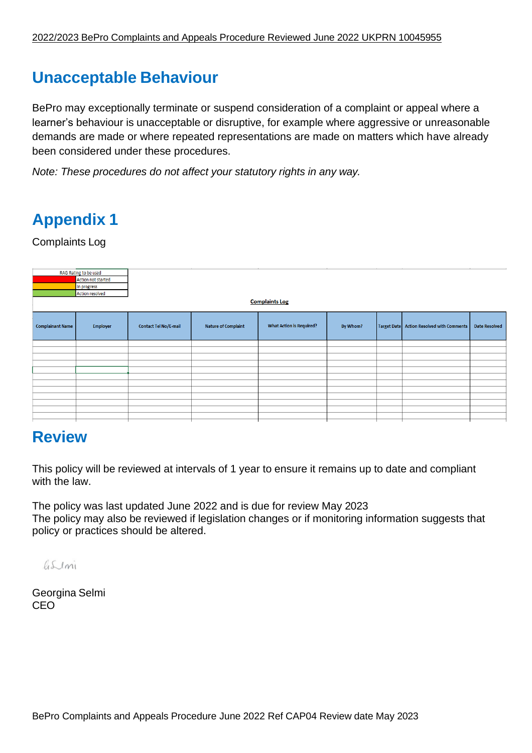## Unacceptable Behaviour

BePro may exceptionally terminate or suspend consideration of a complaint or appeal where a learner's behaviour is unacceptable or disruptive, for example where aggressive or unreasonable demands are made or where repeated representations are made on matters which have already been considered under these procedures.

*Note: These procedures do not affect your statutory rights in any way.*

## Appendix 1

Complaints Log

| RAG Rating to be used | |
|---|---|
| (Red) | Action not started |
| (Amber) | In progress |
| (Green) | Action resolved |

**Complaints Log**

| Complainant Name | Employer | Contact Tel No/E-mail | Nature of Complaint | What Action is Required? | By Whom? | Target Date | Action Resolved with Comments | Date Resolved |
|---|---|---|---|---|---|---|---|---|
| | | | | | | | | |
| | | | | | | | | |
| | | | | | | | | |
| | | | | | | | | |
| | | | | | | | | |
| | | | | | | | | |
| | | | | | | | | |
| | | | | | | | | |
| | | | | | | | | |
| | | | | | | | | |
| | | | | | | | | |
| | | | | | | | | |

## Review

This policy will be reviewed at intervals of 1 year to ensure it remains up to date and compliant with the law.

The policy was last updated June 2022 and is due for review May 2023
The policy may also be reviewed if legislation changes or if monitoring information suggests that policy or practices should be altered.

GSelmi

Georgina Selmi
CEO